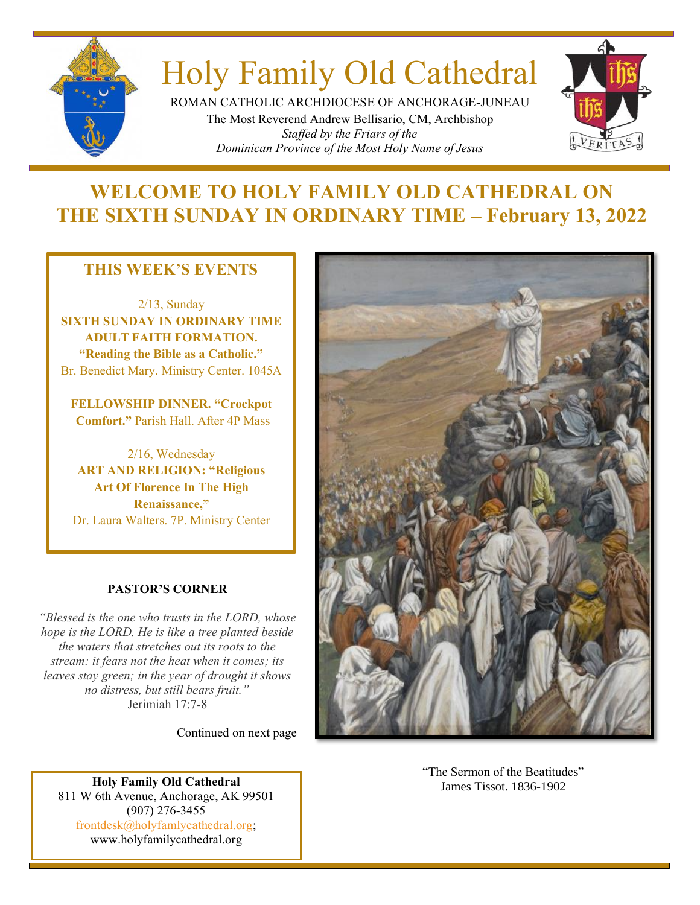# Holy Family Old Cathedral

ROMAN CATHOLIC ARCHDIOCESE OF ANCHORAGE-JUNEAU

The Most Reverend Andrew Bellisario, CM, Archbishop

*Staffed by the Friars of the*
*Dominican Province of the Most Holy Name of Jesus*

## WELCOME TO HOLY FAMILY OLD CATHEDRAL ON THE SIXTH SUNDAY IN ORDINARY TIME – February 13, 2022

### THIS WEEK'S EVENTS

2/13, Sunday
**SIXTH SUNDAY IN ORDINARY TIME**
**ADULT FAITH FORMATION. "Reading the Bible as a Catholic."** Br. Benedict Mary. Ministry Center. 1045A

**FELLOWSHIP DINNER. "Crockpot Comfort."** Parish Hall. After 4P Mass

2/16, Wednesday
**ART AND RELIGION: "Religious Art Of Florence In The High Renaissance,"** Dr. Laura Walters. 7P. Ministry Center

### PASTOR'S CORNER

*"Blessed is the one who trusts in the LORD, whose hope is the LORD. He is like a tree planted beside the waters that stretches out its roots to the stream: it fears not the heat when it comes; its leaves stay green; in the year of drought it shows no distress, but still bears fruit."*
Jerimiah 17:7-8

Continued on next page

"The Sermon of the Beatitudes"
James Tissot. 1836-1902

**Holy Family Old Cathedral**
811 W 6th Avenue, Anchorage, AK 99501
(907) 276-3455
frontdesk@holyfamlycathedral.org;
www.holyfamilycathedral.org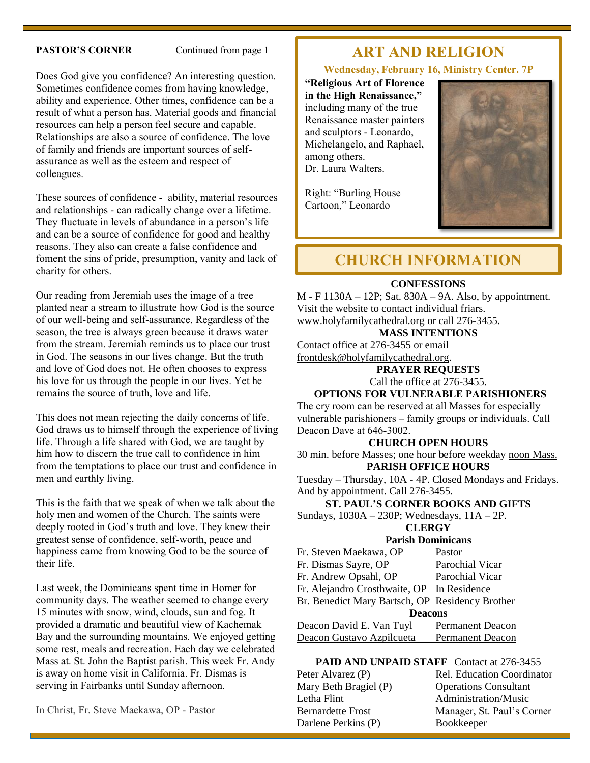**PASTOR'S CORNER** Continued from page 1

Does God give you confidence? An interesting question. Sometimes confidence comes from having knowledge, ability and experience. Other times, confidence can be a result of what a person has. Material goods and financial resources can help a person feel secure and capable. Relationships are also a source of confidence. The love of family and friends are important sources of self-assurance as well as the esteem and respect of colleagues.

These sources of confidence - ability, material resources and relationships - can radically change over a lifetime. They fluctuate in levels of abundance in a person's life and can be a source of confidence for good and healthy reasons. They also can create a false confidence and foment the sins of pride, presumption, vanity and lack of charity for others.

Our reading from Jeremiah uses the image of a tree planted near a stream to illustrate how God is the source of our well-being and self-assurance. Regardless of the season, the tree is always green because it draws water from the stream. Jeremiah reminds us to place our trust in God. The seasons in our lives change. But the truth and love of God does not. He often chooses to express his love for us through the people in our lives. Yet he remains the source of truth, love and life.

This does not mean rejecting the daily concerns of life. God draws us to himself through the experience of living life. Through a life shared with God, we are taught by him how to discern the true call to confidence in him from the temptations to place our trust and confidence in men and earthly living.

This is the faith that we speak of when we talk about the holy men and women of the Church. The saints were deeply rooted in God's truth and love. They knew their greatest sense of confidence, self-worth, peace and happiness came from knowing God to be the source of their life.

Last week, the Dominicans spent time in Homer for community days. The weather seemed to change every 15 minutes with snow, wind, clouds, sun and fog. It provided a dramatic and beautiful view of Kachemak Bay and the surrounding mountains. We enjoyed getting some rest, meals and recreation. Each day we celebrated Mass at. St. John the Baptist parish. This week Fr. Andy is away on home visit in California. Fr. Dismas is serving in Fairbanks until Sunday afternoon.

In Christ, Fr. Steve Maekawa, OP - Pastor

## ART AND RELIGION

**Wednesday, February 16, Ministry Center. 7P**

**"Religious Art of Florence in the High Renaissance,"** including many of the true Renaissance master painters and sculptors - Leonardo, Michelangelo, and Raphael, among others.
Dr. Laura Walters.

Right: "Burling House Cartoon," Leonardo

## CHURCH INFORMATION

**CONFESSIONS**

M - F 1130A – 12P; Sat. 830A – 9A. Also, by appointment. Visit the website to contact individual friars. www.holyfamilycathedral.org or call 276-3455.

**MASS INTENTIONS**

Contact office at 276-3455 or email frontdesk@holyfamilycathedral.org.

**PRAYER REQUESTS**

Call the office at 276-3455.

**OPTIONS FOR VULNERABLE PARISHIONERS**

The cry room can be reserved at all Masses for especially vulnerable parishioners – family groups or individuals. Call Deacon Dave at 646-3002.

**CHURCH OPEN HOURS**

30 min. before Masses; one hour before weekday noon Mass.

**PARISH OFFICE HOURS**

Tuesday – Thursday, 10A - 4P. Closed Mondays and Fridays. And by appointment. Call 276-3455.

**ST. PAUL'S CORNER BOOKS AND GIFTS**

Sundays, 1030A – 230P; Wednesdays, 11A – 2P.

**CLERGY**

**Parish Dominicans**

| | |
|---|---|
| Fr. Steven Maekawa, OP | Pastor |
| Fr. Dismas Sayre, OP | Parochial Vicar |
| Fr. Andrew Opsahl, OP | Parochial Vicar |
| Fr. Alejandro Crosthwaite, OP | In Residence |
| Br. Benedict Mary Bartsch, OP | Residency Brother |

**Deacons**

| | |
|---|---|
| Deacon David E. Van Tuyl | Permanent Deacon |
| Deacon Gustavo Azpilcueta | Permanent Deacon |

**PAID AND UNPAID STAFF** Contact at 276-3455

| | |
|---|---|
| Peter Alvarez (P) | Rel. Education Coordinator |
| Mary Beth Bragiel (P) | Operations Consultant |
| Letha Flint | Administration/Music |
| Bernardette Frost | Manager, St. Paul's Corner |
| Darlene Perkins (P) | Bookkeeper |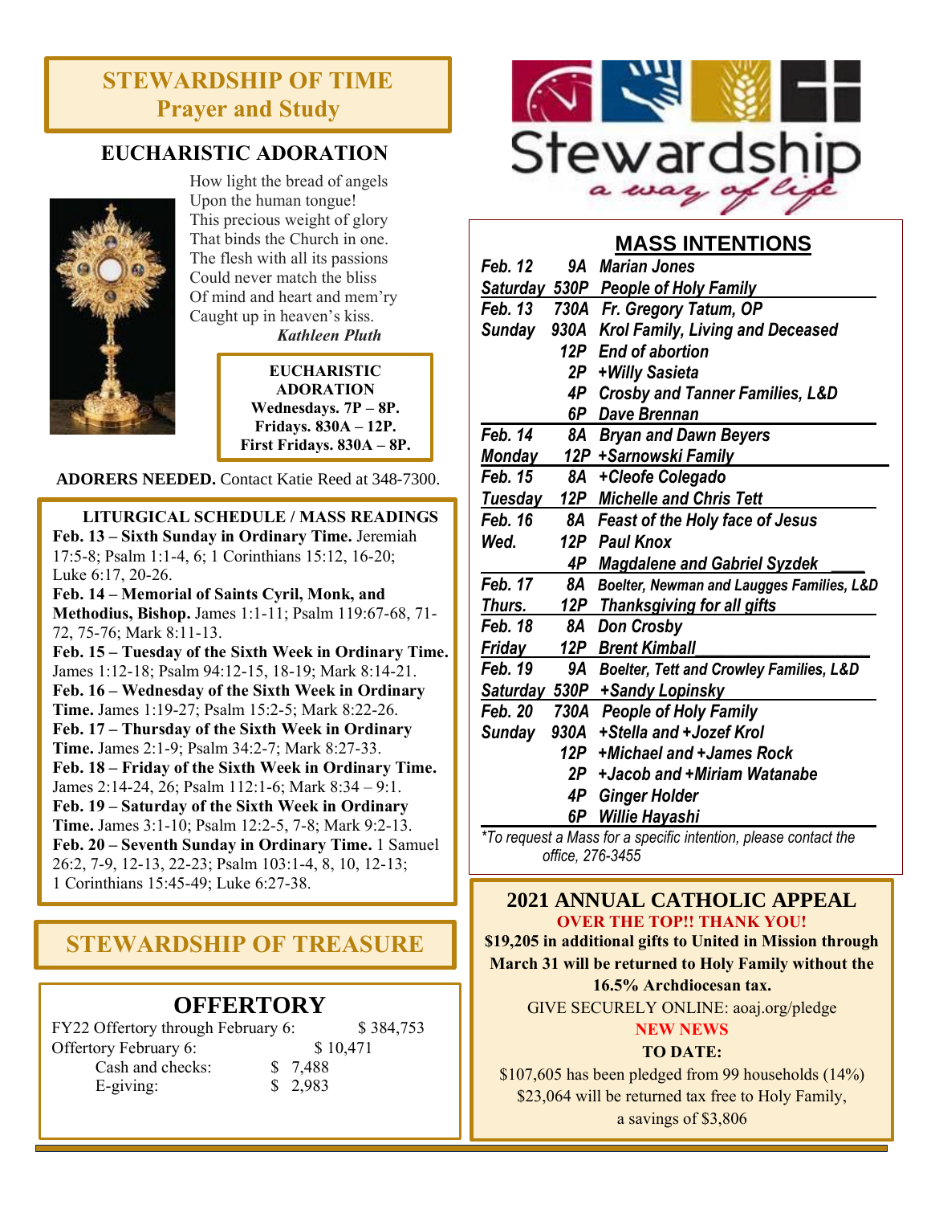## STEWARDSHIP OF TIME
## Prayer and Study

### EUCHARISTIC ADORATION

How light the bread of angels
Upon the human tongue!
This precious weight of glory
That binds the Church in one.
The flesh with all its passions
Could never match the bliss
Of mind and heart and mem'ry
Caught up in heaven's kiss.
*Kathleen Pluth*

**EUCHARISTIC ADORATION**
**Wednesdays. 7P – 8P.**
**Fridays. 830A – 12P.**
**First Fridays. 830A – 8P.**

**ADORERS NEEDED.** Contact Katie Reed at 348-7300.

**LITURGICAL SCHEDULE / MASS READINGS**

**Feb. 13 – Sixth Sunday in Ordinary Time.** Jeremiah 17:5-8; Psalm 1:1-4, 6; 1 Corinthians 15:12, 16-20; Luke 6:17, 20-26.
**Feb. 14 – Memorial of Saints Cyril, Monk, and Methodius, Bishop.** James 1:1-11; Psalm 119:67-68, 71-72, 75-76; Mark 8:11-13.
**Feb. 15 – Tuesday of the Sixth Week in Ordinary Time.** James 1:12-18; Psalm 94:12-15, 18-19; Mark 8:14-21.
**Feb. 16 – Wednesday of the Sixth Week in Ordinary Time.** James 1:19-27; Psalm 15:2-5; Mark 8:22-26.
**Feb. 17 – Thursday of the Sixth Week in Ordinary Time.** James 2:1-9; Psalm 34:2-7; Mark 8:27-33.
**Feb. 18 – Friday of the Sixth Week in Ordinary Time.** James 2:14-24, 26; Psalm 112:1-6; Mark 8:34 – 9:1.
**Feb. 19 – Saturday of the Sixth Week in Ordinary Time.** James 3:1-10; Psalm 12:2-5, 7-8; Mark 9:2-13.
**Feb. 20 – Seventh Sunday in Ordinary Time.** 1 Samuel 26:2, 7-9, 12-13, 22-23; Psalm 103:1-4, 8, 10, 12-13; 1 Corinthians 15:45-49; Luke 6:27-38.

## STEWARDSHIP OF TREASURE

### OFFERTORY

| | |
|---|---|
| FY22 Offertory through February 6: | $ 384,753 |
| Offertory February 6: | $ 10,471 |
| Cash and checks: | $ 7,488 |
| E-giving: | $ 2,983 |

Stewardship
a way of life

### MASS INTENTIONS

| | | |
|---|---|---|
| *Feb. 12* | *9A* | *Marian Jones* |
| *Saturday* | *530P* | *People of Holy Family* |
| *Feb. 13* | *730A* | *Fr. Gregory Tatum, OP* |
| *Sunday* | *930A* | *Krol Family, Living and Deceased* |
| | *12P* | *End of abortion* |
| | *2P* | *+Willy Sasieta* |
| | *4P* | *Crosby and Tanner Families, L&D* |
| | *6P* | *Dave Brennan* |
| *Feb. 14* | *8A* | *Bryan and Dawn Beyers* |
| *Monday* | *12P* | *+Sarnowski Family* |
| *Feb. 15* | *8A* | *+Cleofe Colegado* |
| *Tuesday* | *12P* | *Michelle and Chris Tett* |
| *Feb. 16* | *8A* | *Feast of the Holy face of Jesus* |
| *Wed.* | *12P* | *Paul Knox* |
| | *4P* | *Magdalene and Gabriel Syzdek* |
| *Feb. 17* | *8A* | *Boelter, Newman and Laugges Families, L&D* |
| *Thurs.* | *12P* | *Thanksgiving for all gifts* |
| *Feb. 18* | *8A* | *Don Crosby* |
| *Friday* | *12P* | *Brent Kimball* |
| *Feb. 19* | *9A* | *Boelter, Tett and Crowley Families, L&D* |
| *Saturday* | *530P* | *+Sandy Lopinsky* |
| *Feb. 20* | *730A* | *People of Holy Family* |
| *Sunday* | *930A* | *+Stella and +Jozef Krol* |
| | *12P* | *+Michael and +James Rock* |
| | *2P* | *+Jacob and +Miriam Watanabe* |
| | *4P* | *Ginger Holder* |
| | *6P* | *Willie Hayashi* |

*\*To request a Mass for a specific intention, please contact the office, 276-3455*

### 2021 ANNUAL CATHOLIC APPEAL

**OVER THE TOP!! THANK YOU!**

**$19,205 in additional gifts to United in Mission through March 31 will be returned to Holy Family without the 16.5% Archdiocesan tax.**

GIVE SECURELY ONLINE: aoaj.org/pledge

**NEW NEWS**

**TO DATE:**

$107,605 has been pledged from 99 households (14%)
$23,064 will be returned tax free to Holy Family, a savings of $3,806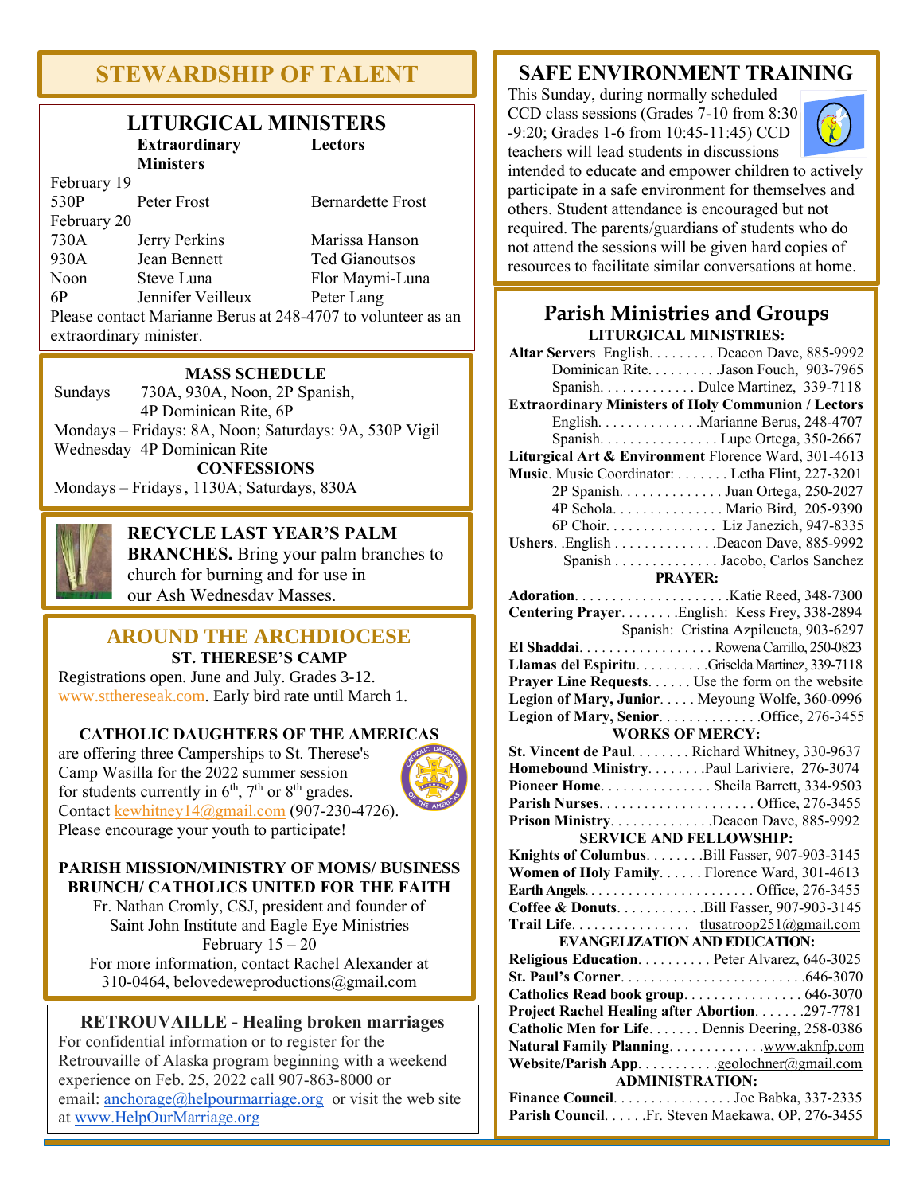# STEWARDSHIP OF TALENT

## LITURGICAL MINISTERS

| | Extraordinary Ministers | Lectors |
|---|---|---|
| February 19 | | |
| 530P | Peter Frost | Bernardette Frost |
| February 20 | | |
| 730A | Jerry Perkins | Marissa Hanson |
| 930A | Jean Bennett | Ted Gianoutsos |
| Noon | Steve Luna | Flor Maymi-Luna |
| 6P | Jennifer Veilleux | Peter Lang |

Please contact Marianne Berus at 248-4707 to volunteer as an extraordinary minister.

### MASS SCHEDULE

Sundays 730A, 930A, Noon, 2P Spanish, 4P Dominican Rite, 6P

Mondays – Fridays: 8A, Noon; Saturdays: 9A, 530P Vigil

Wednesday 4P Dominican Rite

### CONFESSIONS

Mondays – Fridays, 1130A; Saturdays, 830A

**RECYCLE LAST YEAR'S PALM BRANCHES.** Bring your palm branches to church for burning and for use in our Ash Wednesday Masses.

## AROUND THE ARCHDIOCESE

### ST. THERESE'S CAMP

Registrations open. June and July. Grades 3-12. www.stthereseak.com. Early bird rate until March 1.

### CATHOLIC DAUGHTERS OF THE AMERICAS

are offering three Camperships to St. Therese's Camp Wasilla for the 2022 summer session for students currently in 6th, 7th or 8th grades. Contact kewhitney14@gmail.com (907-230-4726). Please encourage your youth to participate!

### PARISH MISSION/MINISTRY OF MOMS/ BUSINESS BRUNCH/ CATHOLICS UNITED FOR THE FAITH

Fr. Nathan Cromly, CSJ, president and founder of Saint John Institute and Eagle Eye Ministries

February 15 – 20

For more information, contact Rachel Alexander at 310-0464, belovedeweproductions@gmail.com

### RETROUVAILLE - Healing broken marriages

For confidential information or to register for the Retrouvaille of Alaska program beginning with a weekend experience on Feb. 25, 2022 call 907-863-8000 or email: anchorage@helpourmarriage.org or visit the web site at www.HelpOurMarriage.org

## SAFE ENVIRONMENT TRAINING

This Sunday, during normally scheduled CCD class sessions (Grades 7-10 from 8:30 -9:20; Grades 1-6 from 10:45-11:45) CCD teachers will lead students in discussions intended to educate and empower children to actively participate in a safe environment for themselves and others. Student attendance is encouraged but not required. The parents/guardians of students who do not attend the sessions will be given hard copies of resources to facilitate similar conversations at home.

## Parish Ministries and Groups

### LITURGICAL MINISTRIES:

**Altar Servers** English. . . . . . . . . Deacon Dave, 885-9992
Dominican Rite. . . . . . . . . .Jason Fouch, 903-7965
Spanish. . . . . . . . . . . . . Dulce Martinez, 339-7118

**Extraordinary Ministers of Holy Communion / Lectors**
English. . . . . . . . . . . . . .Marianne Berus, 248-4707
Spanish. . . . . . . . . . . . . . . . Lupe Ortega, 350-2667

**Liturgical Art & Environment** Florence Ward, 301-4613

**Music**. Music Coordinator: . . . . . . . Letha Flint, 227-3201
2P Spanish. . . . . . . . . . . . . . Juan Ortega, 250-2027
4P Schola. . . . . . . . . . . . . . . Mario Bird, 205-9390
6P Choir. . . . . . . . . . . . . . . Liz Janezich, 947-8335

**Ushers**. .English . . . . . . . . . . . . . .Deacon Dave, 885-9992
Spanish . . . . . . . . . . . . . . Jacobo, Carlos Sanchez

### PRAYER:

**Adoration**. . . . . . . . . . . . . . . . . . . . .Katie Reed, 348-7300

**Centering Prayer**. . . . . . . .English: Kess Frey, 338-2894
Spanish: Cristina Azpilcueta, 903-6297

**El Shaddai**. . . . . . . . . . . . . . . . . Rowena Carrillo, 250-0823

**Llamas del Espiritu**. . . . . . . . . .Griselda Martinez, 339-7118

**Prayer Line Requests**. . . . . . Use the form on the website

**Legion of Mary, Junior**. . . . . Meyoung Wolfe, 360-0996

**Legion of Mary, Senior**. . . . . . . . . . . . . .Office, 276-3455

### WORKS OF MERCY:

**St. Vincent de Paul**. . . . . . . . Richard Whitney, 330-9637

**Homebound Ministry**. . . . . . . .Paul Lariviere, 276-3074

**Pioneer Home**. . . . . . . . . . . . . . . Sheila Barrett, 334-9503

**Parish Nurses**. . . . . . . . . . . . . . . . . . . . . Office, 276-3455

**Prison Ministry**. . . . . . . . . . . . . .Deacon Dave, 885-9992

### SERVICE AND FELLOWSHIP:

**Knights of Columbus**. . . . . . . .Bill Fasser, 907-903-3145

**Women of Holy Family**. . . . . . Florence Ward, 301-4613

**Earth Angels**. . . . . . . . . . . . . . . . . . . . . . Office, 276-3455

**Coffee & Donuts**. . . . . . . . . . . .Bill Fasser, 907-903-3145

**Trail Life**. . . . . . . . . . . . . . . . tlusatroop251@gmail.com

### EVANGELIZATION AND EDUCATION:

**Religious Education**. . . . . . . . . . Peter Alvarez, 646-3025

**St. Paul's Corner**. . . . . . . . . . . . . . . . . . . . . . . . .646-3070

**Catholics Read book group**. . . . . . . . . . . . . . . . 646-3070

**Project Rachel Healing after Abortion**. . . . . . .297-7781

**Catholic Men for Life**. . . . . . . Dennis Deering, 258-0386

**Natural Family Planning**. . . . . . . . . . . . .www.aknfp.com

**Website/Parish App**. . . . . . . . . . .geolochner@gmail.com

### ADMINISTRATION:

**Finance Council**. . . . . . . . . . . . . . . . Joe Babka, 337-2335

**Parish Council**. . . . . .Fr. Steven Maekawa, OP, 276-3455